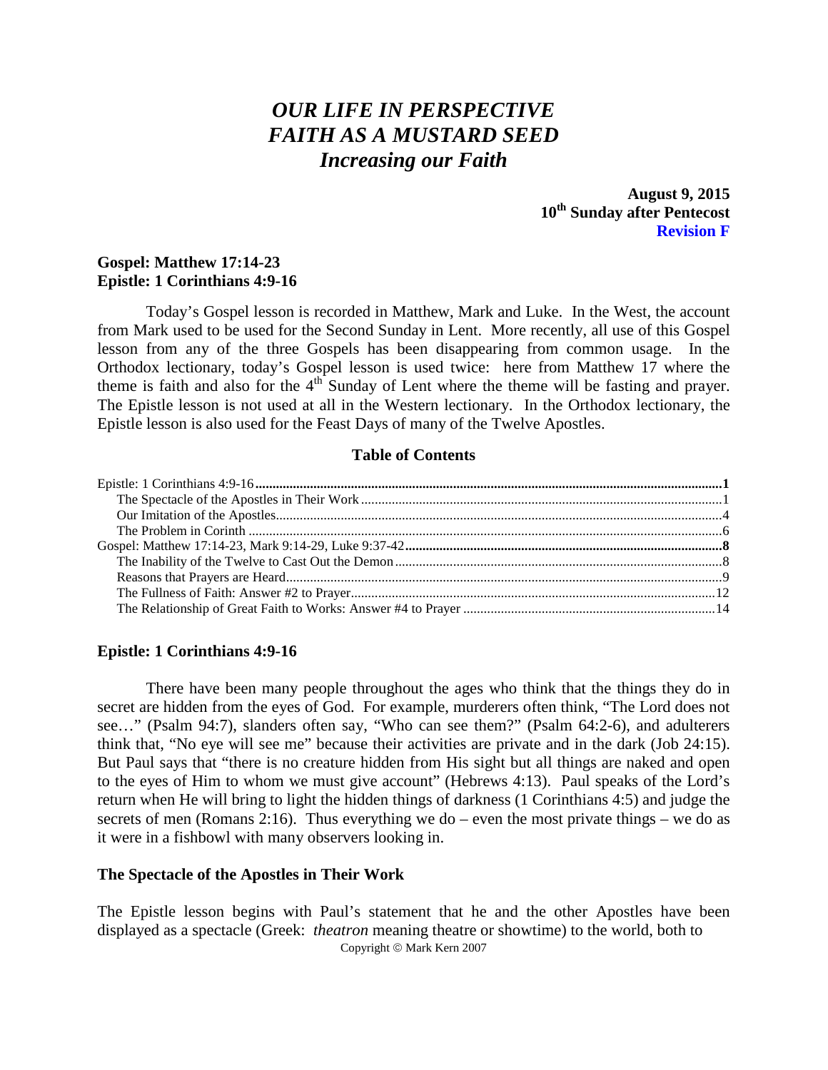# *OUR LIFE IN PERSPECTIVE*
# *FAITH AS A MUSTARD SEED*
## *Increasing our Faith*

**August 9, 2015**
**10th Sunday after Pentecost**
**Revision F**

**Gospel: Matthew 17:14-23**
**Epistle: 1 Corinthians 4:9-16**

Today's Gospel lesson is recorded in Matthew, Mark and Luke. In the West, the account from Mark used to be used for the Second Sunday in Lent. More recently, all use of this Gospel lesson from any of the three Gospels has been disappearing from common usage. In the Orthodox lectionary, today's Gospel lesson is used twice: here from Matthew 17 where the theme is faith and also for the 4th Sunday of Lent where the theme will be fasting and prayer. The Epistle lesson is not used at all in the Western lectionary. In the Orthodox lectionary, the Epistle lesson is also used for the Feast Days of many of the Twelve Apostles.

**Table of Contents**

- **Epistle: 1 Corinthians 4:9-16 ... 1**
  - The Spectacle of the Apostles in Their Work ... 1
  - Our Imitation of the Apostles ... 4
  - The Problem in Corinth ... 6
- **Gospel: Matthew 17:14-23, Mark 9:14-29, Luke 9:37-42 ... 8**
  - The Inability of the Twelve to Cast Out the Demon ... 8
  - Reasons that Prayers are Heard ... 9
  - The Fullness of Faith: Answer #2 to Prayer ... 12
  - The Relationship of Great Faith to Works: Answer #4 to Prayer ... 14

### Epistle: 1 Corinthians 4:9-16

There have been many people throughout the ages who think that the things they do in secret are hidden from the eyes of God. For example, murderers often think, "The Lord does not see…" (Psalm 94:7), slanders often say, "Who can see them?" (Psalm 64:2-6), and adulterers think that, "No eye will see me" because their activities are private and in the dark (Job 24:15). But Paul says that "there is no creature hidden from His sight but all things are naked and open to the eyes of Him to whom we must give account" (Hebrews 4:13). Paul speaks of the Lord's return when He will bring to light the hidden things of darkness (1 Corinthians 4:5) and judge the secrets of men (Romans 2:16). Thus everything we do – even the most private things – we do as it were in a fishbowl with many observers looking in.

### The Spectacle of the Apostles in Their Work

The Epistle lesson begins with Paul's statement that he and the other Apostles have been displayed as a spectacle (Greek: *theatron* meaning theatre or showtime) to the world, both to

Copyright © Mark Kern 2007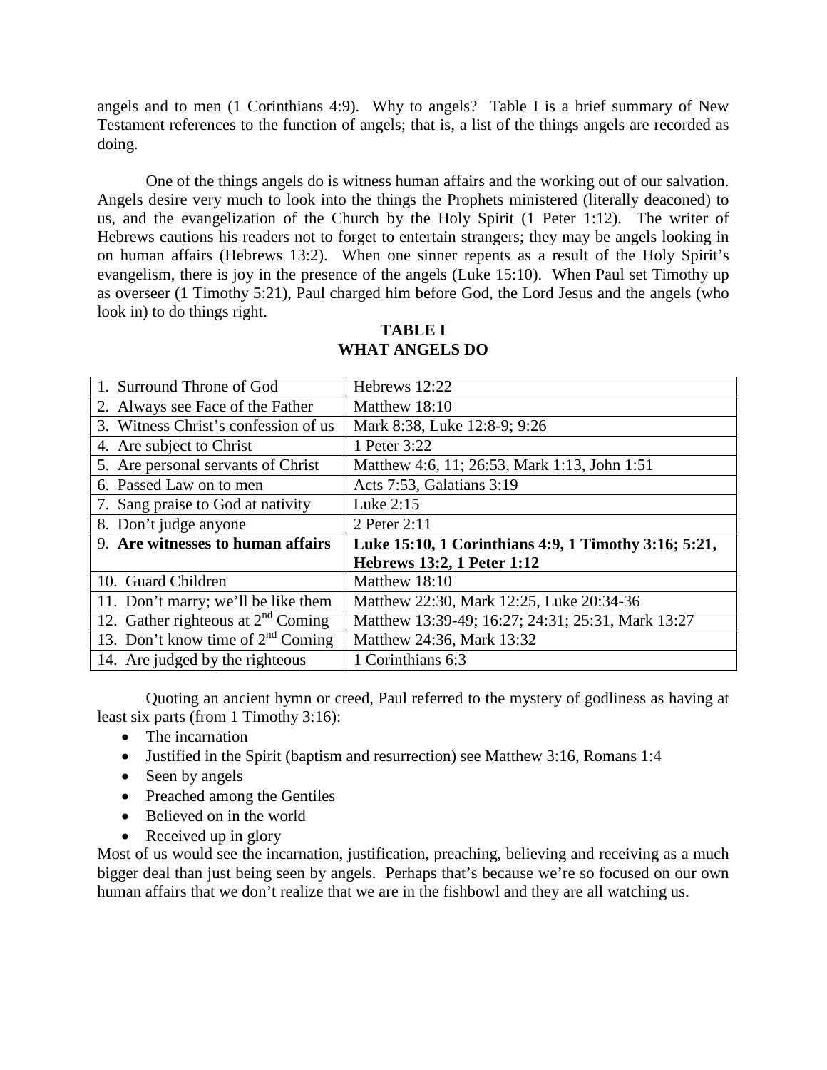angels and to men (1 Corinthians 4:9). Why to angels? Table I is a brief summary of New Testament references to the function of angels; that is, a list of the things angels are recorded as doing.

One of the things angels do is witness human affairs and the working out of our salvation. Angels desire very much to look into the things the Prophets ministered (literally deaconed) to us, and the evangelization of the Church by the Holy Spirit (1 Peter 1:12). The writer of Hebrews cautions his readers not to forget to entertain strangers; they may be angels looking in on human affairs (Hebrews 13:2). When one sinner repents as a result of the Holy Spirit's evangelism, there is joy in the presence of the angels (Luke 15:10). When Paul set Timothy up as overseer (1 Timothy 5:21), Paul charged him before God, the Lord Jesus and the angels (who look in) to do things right.

**TABLE I**
**WHAT ANGELS DO**

| | |
|---|---|
| 1. Surround Throne of God | Hebrews 12:22 |
| 2. Always see Face of the Father | Matthew 18:10 |
| 3. Witness Christ's confession of us | Mark 8:38, Luke 12:8-9; 9:26 |
| 4. Are subject to Christ | 1 Peter 3:22 |
| 5. Are personal servants of Christ | Matthew 4:6, 11; 26:53, Mark 1:13, John 1:51 |
| 6. Passed Law on to men | Acts 7:53, Galatians 3:19 |
| 7. Sang praise to God at nativity | Luke 2:15 |
| 8. Don't judge anyone | 2 Peter 2:11 |
| 9. **Are witnesses to human affairs** | **Luke 15:10, 1 Corinthians 4:9, 1 Timothy 3:16; 5:21, Hebrews 13:2, 1 Peter 1:12** |
| 10. Guard Children | Matthew 18:10 |
| 11. Don't marry; we'll be like them | Matthew 22:30, Mark 12:25, Luke 20:34-36 |
| 12. Gather righteous at 2nd Coming | Matthew 13:39-49; 16:27; 24:31; 25:31, Mark 13:27 |
| 13. Don't know time of 2nd Coming | Matthew 24:36, Mark 13:32 |
| 14. Are judged by the righteous | 1 Corinthians 6:3 |

Quoting an ancient hymn or creed, Paul referred to the mystery of godliness as having at least six parts (from 1 Timothy 3:16):

- The incarnation
- Justified in the Spirit (baptism and resurrection) see Matthew 3:16, Romans 1:4
- Seen by angels
- Preached among the Gentiles
- Believed on in the world
- Received up in glory

Most of us would see the incarnation, justification, preaching, believing and receiving as a much bigger deal than just being seen by angels. Perhaps that's because we're so focused on our own human affairs that we don't realize that we are in the fishbowl and they are all watching us.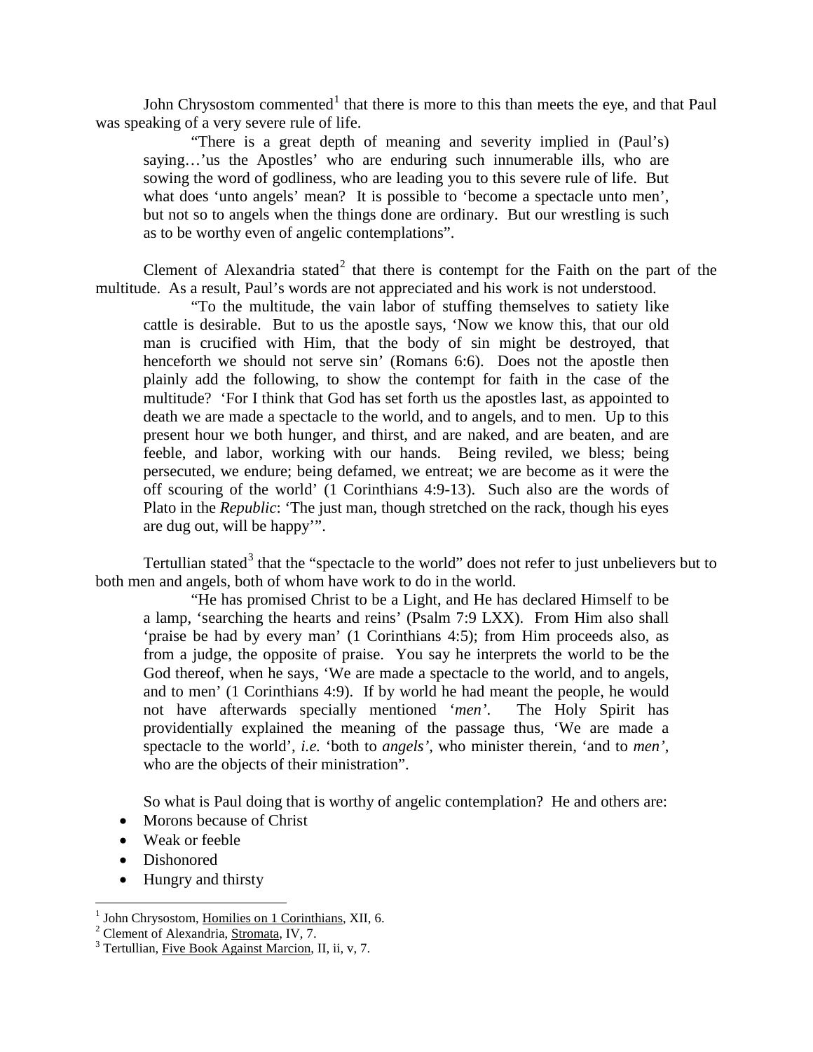John Chrysostom commented[1] that there is more to this than meets the eye, and that Paul was speaking of a very severe rule of life.

> "There is a great depth of meaning and severity implied in (Paul's) saying…'us the Apostles' who are enduring such innumerable ills, who are sowing the word of godliness, who are leading you to this severe rule of life. But what does 'unto angels' mean? It is possible to 'become a spectacle unto men', but not so to angels when the things done are ordinary. But our wrestling is such as to be worthy even of angelic contemplations".

Clement of Alexandria stated[2] that there is contempt for the Faith on the part of the multitude. As a result, Paul's words are not appreciated and his work is not understood.

> "To the multitude, the vain labor of stuffing themselves to satiety like cattle is desirable. But to us the apostle says, 'Now we know this, that our old man is crucified with Him, that the body of sin might be destroyed, that henceforth we should not serve sin' (Romans 6:6). Does not the apostle then plainly add the following, to show the contempt for faith in the case of the multitude? 'For I think that God has set forth us the apostles last, as appointed to death we are made a spectacle to the world, and to angels, and to men. Up to this present hour we both hunger, and thirst, and are naked, and are beaten, and are feeble, and labor, working with our hands. Being reviled, we bless; being persecuted, we endure; being defamed, we entreat; we are become as it were the off scouring of the world' (1 Corinthians 4:9-13). Such also are the words of Plato in the *Republic*: 'The just man, though stretched on the rack, though his eyes are dug out, will be happy'".

Tertullian stated[3] that the "spectacle to the world" does not refer to just unbelievers but to both men and angels, both of whom have work to do in the world.

> "He has promised Christ to be a Light, and He has declared Himself to be a lamp, 'searching the hearts and reins' (Psalm 7:9 LXX). From Him also shall 'praise be had by every man' (1 Corinthians 4:5); from Him proceeds also, as from a judge, the opposite of praise. You say he interprets the world to be the God thereof, when he says, 'We are made a spectacle to the world, and to angels, and to men' (1 Corinthians 4:9). If by world he had meant the people, he would not have afterwards specially mentioned '*men'*. The Holy Spirit has providentially explained the meaning of the passage thus, 'We are made a spectacle to the world', *i.e.* 'both to *angels'*, who minister therein, 'and to *men'*, who are the objects of their ministration".

So what is Paul doing that is worthy of angelic contemplation? He and others are:

- Morons because of Christ
- Weak or feeble
- Dishonored
- Hungry and thirsty

---

[1] John Chrysostom, Homilies on 1 Corinthians, XII, 6.

[2] Clement of Alexandria, Stromata, IV, 7.

[3] Tertullian, Five Book Against Marcion, II, ii, v, 7.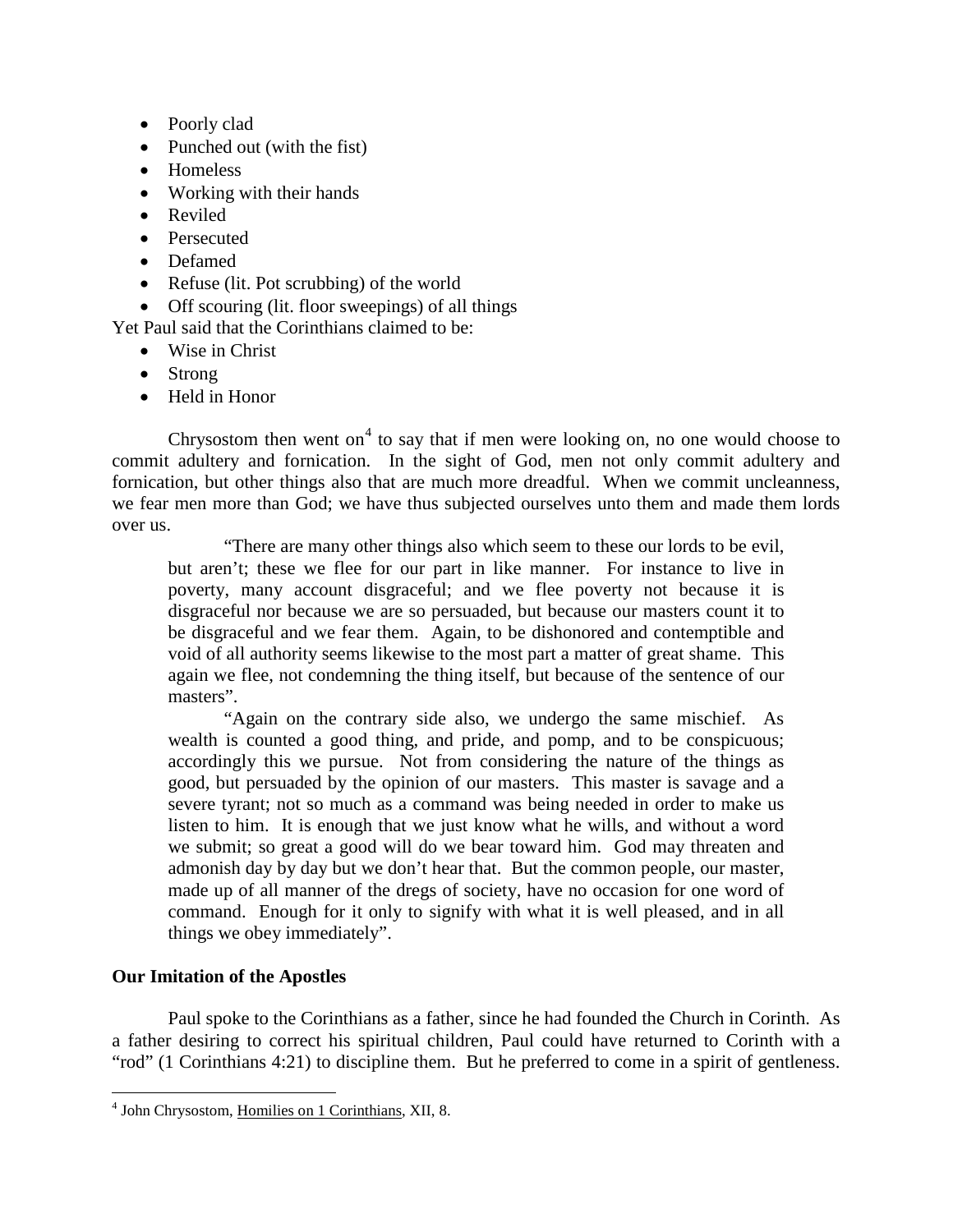- Poorly clad
- Punched out (with the fist)
- Homeless
- Working with their hands
- Reviled
- Persecuted
- Defamed
- Refuse (lit. Pot scrubbing) of the world
- Off scouring (lit. floor sweepings) of all things

Yet Paul said that the Corinthians claimed to be:

- Wise in Christ
- Strong
- Held in Honor

Chrysostom then went on[4] to say that if men were looking on, no one would choose to commit adultery and fornication. In the sight of God, men not only commit adultery and fornication, but other things also that are much more dreadful. When we commit uncleanness, we fear men more than God; we have thus subjected ourselves unto them and made them lords over us.

> "There are many other things also which seem to these our lords to be evil, but aren't; these we flee for our part in like manner. For instance to live in poverty, many account disgraceful; and we flee poverty not because it is disgraceful nor because we are so persuaded, but because our masters count it to be disgraceful and we fear them. Again, to be dishonored and contemptible and void of all authority seems likewise to the most part a matter of great shame. This again we flee, not condemning the thing itself, but because of the sentence of our masters".
>
> "Again on the contrary side also, we undergo the same mischief. As wealth is counted a good thing, and pride, and pomp, and to be conspicuous; accordingly this we pursue. Not from considering the nature of the things as good, but persuaded by the opinion of our masters. This master is savage and a severe tyrant; not so much as a command was being needed in order to make us listen to him. It is enough that we just know what he wills, and without a word we submit; so great a good will do we bear toward him. God may threaten and admonish day by day but we don't hear that. But the common people, our master, made up of all manner of the dregs of society, have no occasion for one word of command. Enough for it only to signify with what it is well pleased, and in all things we obey immediately".

**Our Imitation of the Apostles**

Paul spoke to the Corinthians as a father, since he had founded the Church in Corinth. As a father desiring to correct his spiritual children, Paul could have returned to Corinth with a "rod" (1 Corinthians 4:21) to discipline them. But he preferred to come in a spirit of gentleness.

[4] John Chrysostom, Homilies on 1 Corinthians, XII, 8.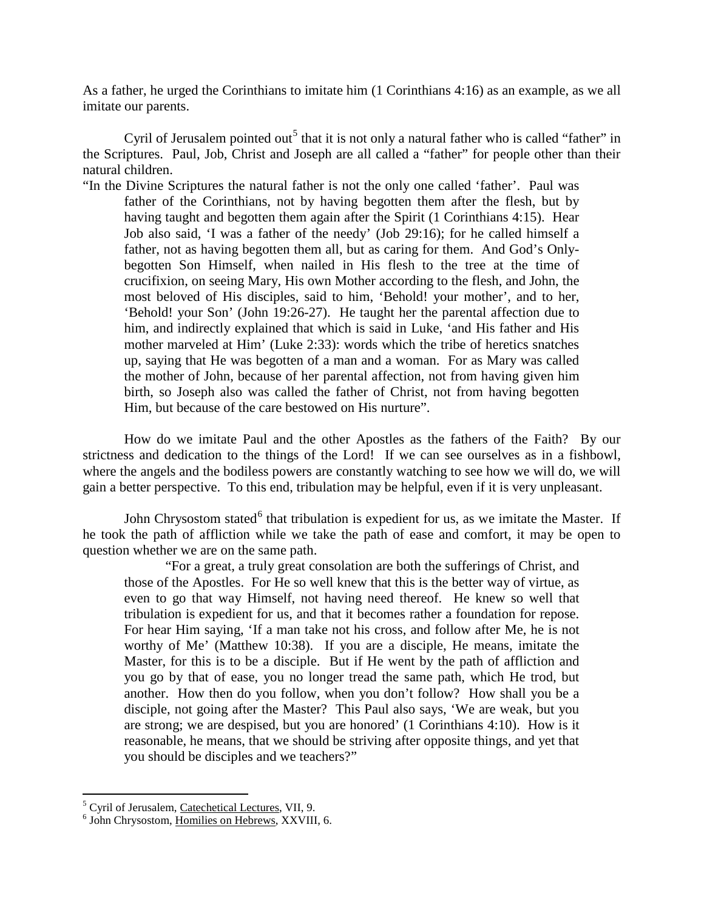As a father, he urged the Corinthians to imitate him (1 Corinthians 4:16) as an example, as we all imitate our parents.

Cyril of Jerusalem pointed out[5] that it is not only a natural father who is called "father" in the Scriptures. Paul, Job, Christ and Joseph are all called a "father" for people other than their natural children.

> "In the Divine Scriptures the natural father is not the only one called 'father'. Paul was father of the Corinthians, not by having begotten them after the flesh, but by having taught and begotten them again after the Spirit (1 Corinthians 4:15). Hear Job also said, 'I was a father of the needy' (Job 29:16); for he called himself a father, not as having begotten them all, but as caring for them. And God's Only-begotten Son Himself, when nailed in His flesh to the tree at the time of crucifixion, on seeing Mary, His own Mother according to the flesh, and John, the most beloved of His disciples, said to him, 'Behold! your mother', and to her, 'Behold! your Son' (John 19:26-27). He taught her the parental affection due to him, and indirectly explained that which is said in Luke, 'and His father and His mother marveled at Him' (Luke 2:33): words which the tribe of heretics snatches up, saying that He was begotten of a man and a woman. For as Mary was called the mother of John, because of her parental affection, not from having given him birth, so Joseph also was called the father of Christ, not from having begotten Him, but because of the care bestowed on His nurture".

How do we imitate Paul and the other Apostles as the fathers of the Faith? By our strictness and dedication to the things of the Lord! If we can see ourselves as in a fishbowl, where the angels and the bodiless powers are constantly watching to see how we will do, we will gain a better perspective. To this end, tribulation may be helpful, even if it is very unpleasant.

John Chrysostom stated[6] that tribulation is expedient for us, as we imitate the Master. If he took the path of affliction while we take the path of ease and comfort, it may be open to question whether we are on the same path.

> "For a great, a truly great consolation are both the sufferings of Christ, and those of the Apostles. For He so well knew that this is the better way of virtue, as even to go that way Himself, not having need thereof. He knew so well that tribulation is expedient for us, and that it becomes rather a foundation for repose. For hear Him saying, 'If a man take not his cross, and follow after Me, he is not worthy of Me' (Matthew 10:38). If you are a disciple, He means, imitate the Master, for this is to be a disciple. But if He went by the path of affliction and you go by that of ease, you no longer tread the same path, which He trod, but another. How then do you follow, when you don't follow? How shall you be a disciple, not going after the Master? This Paul also says, 'We are weak, but you are strong; we are despised, but you are honored' (1 Corinthians 4:10). How is it reasonable, he means, that we should be striving after opposite things, and yet that you should be disciples and we teachers?"

---

[5] Cyril of Jerusalem, Catechetical Lectures, VII, 9.

[6] John Chrysostom, Homilies on Hebrews, XXVIII, 6.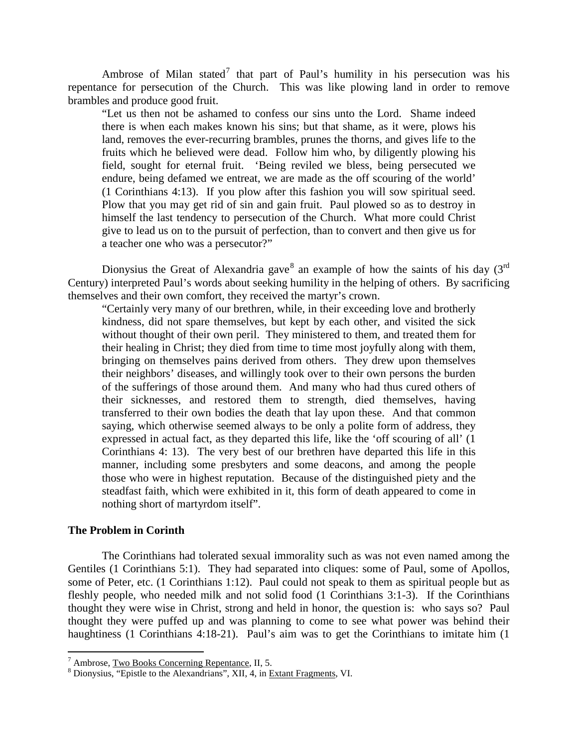Ambrose of Milan stated[7] that part of Paul's humility in his persecution was his repentance for persecution of the Church. This was like plowing land in order to remove brambles and produce good fruit.

> "Let us then not be ashamed to confess our sins unto the Lord. Shame indeed there is when each makes known his sins; but that shame, as it were, plows his land, removes the ever-recurring brambles, prunes the thorns, and gives life to the fruits which he believed were dead. Follow him who, by diligently plowing his field, sought for eternal fruit. 'Being reviled we bless, being persecuted we endure, being defamed we entreat, we are made as the off scouring of the world' (1 Corinthians 4:13). If you plow after this fashion you will sow spiritual seed. Plow that you may get rid of sin and gain fruit. Paul plowed so as to destroy in himself the last tendency to persecution of the Church. What more could Christ give to lead us on to the pursuit of perfection, than to convert and then give us for a teacher one who was a persecutor?"

Dionysius the Great of Alexandria gave[8] an example of how the saints of his day (3rd Century) interpreted Paul's words about seeking humility in the helping of others. By sacrificing themselves and their own comfort, they received the martyr's crown.

> "Certainly very many of our brethren, while, in their exceeding love and brotherly kindness, did not spare themselves, but kept by each other, and visited the sick without thought of their own peril. They ministered to them, and treated them for their healing in Christ; they died from time to time most joyfully along with them, bringing on themselves pains derived from others. They drew upon themselves their neighbors' diseases, and willingly took over to their own persons the burden of the sufferings of those around them. And many who had thus cured others of their sicknesses, and restored them to strength, died themselves, having transferred to their own bodies the death that lay upon these. And that common saying, which otherwise seemed always to be only a polite form of address, they expressed in actual fact, as they departed this life, like the 'off scouring of all' (1 Corinthians 4: 13). The very best of our brethren have departed this life in this manner, including some presbyters and some deacons, and among the people those who were in highest reputation. Because of the distinguished piety and the steadfast faith, which were exhibited in it, this form of death appeared to come in nothing short of martyrdom itself".

### The Problem in Corinth

The Corinthians had tolerated sexual immorality such as was not even named among the Gentiles (1 Corinthians 5:1). They had separated into cliques: some of Paul, some of Apollos, some of Peter, etc. (1 Corinthians 1:12). Paul could not speak to them as spiritual people but as fleshly people, who needed milk and not solid food (1 Corinthians 3:1-3). If the Corinthians thought they were wise in Christ, strong and held in honor, the question is: who says so? Paul thought they were puffed up and was planning to come to see what power was behind their haughtiness (1 Corinthians 4:18-21). Paul's aim was to get the Corinthians to imitate him (1

---

[7] Ambrose, Two Books Concerning Repentance, II, 5.

[8] Dionysius, "Epistle to the Alexandrians", XII, 4, in Extant Fragments, VI.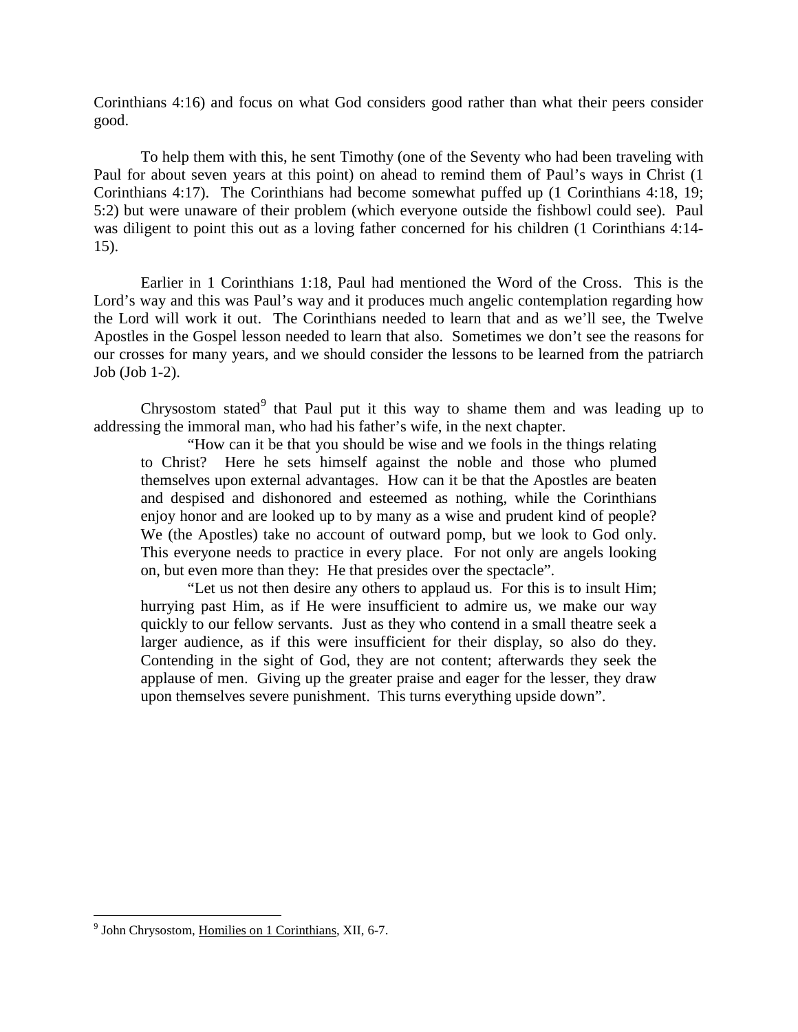Corinthians 4:16) and focus on what God considers good rather than what their peers consider good.

To help them with this, he sent Timothy (one of the Seventy who had been traveling with Paul for about seven years at this point) on ahead to remind them of Paul's ways in Christ (1 Corinthians 4:17). The Corinthians had become somewhat puffed up (1 Corinthians 4:18, 19; 5:2) but were unaware of their problem (which everyone outside the fishbowl could see). Paul was diligent to point this out as a loving father concerned for his children (1 Corinthians 4:14-15).

Earlier in 1 Corinthians 1:18, Paul had mentioned the Word of the Cross. This is the Lord's way and this was Paul's way and it produces much angelic contemplation regarding how the Lord will work it out. The Corinthians needed to learn that and as we'll see, the Twelve Apostles in the Gospel lesson needed to learn that also. Sometimes we don't see the reasons for our crosses for many years, and we should consider the lessons to be learned from the patriarch Job (Job 1-2).

Chrysostom stated[9] that Paul put it this way to shame them and was leading up to addressing the immoral man, who had his father's wife, in the next chapter.

> "How can it be that you should be wise and we fools in the things relating to Christ? Here he sets himself against the noble and those who plumed themselves upon external advantages. How can it be that the Apostles are beaten and despised and dishonored and esteemed as nothing, while the Corinthians enjoy honor and are looked up to by many as a wise and prudent kind of people? We (the Apostles) take no account of outward pomp, but we look to God only. This everyone needs to practice in every place. For not only are angels looking on, but even more than they: He that presides over the spectacle".
>
> "Let us not then desire any others to applaud us. For this is to insult Him; hurrying past Him, as if He were insufficient to admire us, we make our way quickly to our fellow servants. Just as they who contend in a small theatre seek a larger audience, as if this were insufficient for their display, so also do they. Contending in the sight of God, they are not content; afterwards they seek the applause of men. Giving up the greater praise and eager for the lesser, they draw upon themselves severe punishment. This turns everything upside down".

---

[9] John Chrysostom, Homilies on 1 Corinthians, XII, 6-7.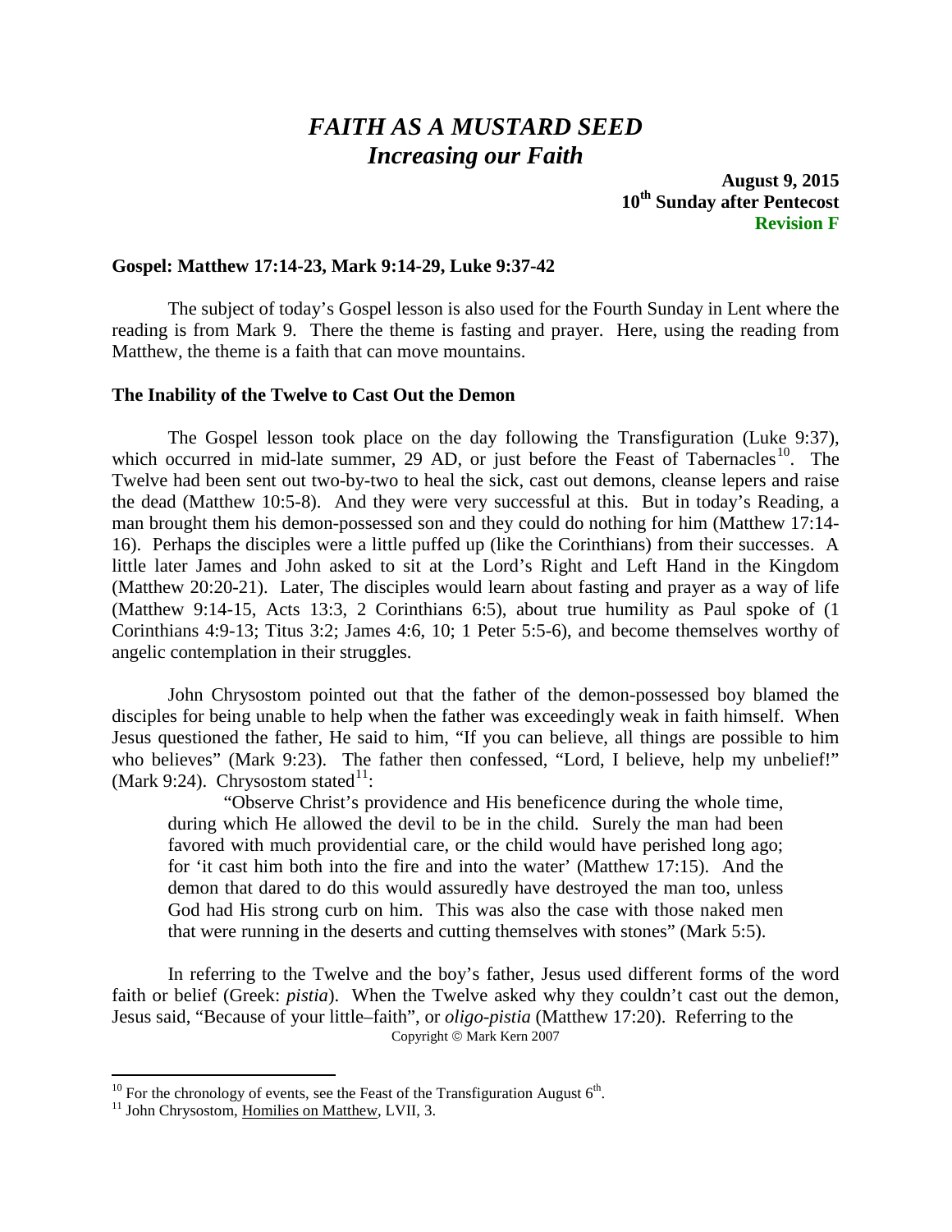#### *FAITH AS A MUSTARD SEED*
#### *Increasing our Faith*

**August 9, 2015**
**10th Sunday after Pentecost**
**Revision F**

**Gospel: Matthew 17:14-23, Mark 9:14-29, Luke 9:37-42**

The subject of today's Gospel lesson is also used for the Fourth Sunday in Lent where the reading is from Mark 9. There the theme is fasting and prayer. Here, using the reading from Matthew, the theme is a faith that can move mountains.

**The Inability of the Twelve to Cast Out the Demon**

The Gospel lesson took place on the day following the Transfiguration (Luke 9:37), which occurred in mid-late summer, 29 AD, or just before the Feast of Tabernacles[10]. The Twelve had been sent out two-by-two to heal the sick, cast out demons, cleanse lepers and raise the dead (Matthew 10:5-8). And they were very successful at this. But in today's Reading, a man brought them his demon-possessed son and they could do nothing for him (Matthew 17:14-16). Perhaps the disciples were a little puffed up (like the Corinthians) from their successes. A little later James and John asked to sit at the Lord's Right and Left Hand in the Kingdom (Matthew 20:20-21). Later, The disciples would learn about fasting and prayer as a way of life (Matthew 9:14-15, Acts 13:3, 2 Corinthians 6:5), about true humility as Paul spoke of (1 Corinthians 4:9-13; Titus 3:2; James 4:6, 10; 1 Peter 5:5-6), and become themselves worthy of angelic contemplation in their struggles.

John Chrysostom pointed out that the father of the demon-possessed boy blamed the disciples for being unable to help when the father was exceedingly weak in faith himself. When Jesus questioned the father, He said to him, "If you can believe, all things are possible to him who believes" (Mark 9:23). The father then confessed, "Lord, I believe, help my unbelief!" (Mark 9:24). Chrysostom stated[11]:

> "Observe Christ's providence and His beneficence during the whole time, during which He allowed the devil to be in the child. Surely the man had been favored with much providential care, or the child would have perished long ago; for 'it cast him both into the fire and into the water' (Matthew 17:15). And the demon that dared to do this would assuredly have destroyed the man too, unless God had His strong curb on him. This was also the case with those naked men that were running in the deserts and cutting themselves with stones" (Mark 5:5).

In referring to the Twelve and the boy's father, Jesus used different forms of the word faith or belief (Greek: *pistia*). When the Twelve asked why they couldn't cast out the demon, Jesus said, "Because of your little–faith", or *oligo-pistia* (Matthew 17:20). Referring to the

Copyright © Mark Kern 2007

---

[10] For the chronology of events, see the Feast of the Transfiguration August 6th.

[11] John Chrysostom, Homilies on Matthew, LVII, 3.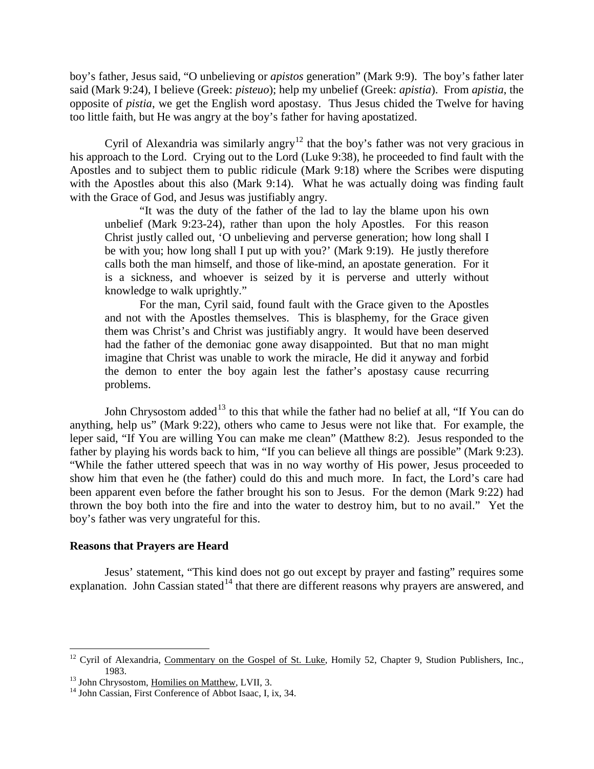boy's father, Jesus said, "O unbelieving or *apistos* generation" (Mark 9:9). The boy's father later said (Mark 9:24), I believe (Greek: *pisteuo*); help my unbelief (Greek: *apistia*). From *apistia*, the opposite of *pistia*, we get the English word apostasy. Thus Jesus chided the Twelve for having too little faith, but He was angry at the boy's father for having apostatized.

Cyril of Alexandria was similarly angry[12] that the boy's father was not very gracious in his approach to the Lord. Crying out to the Lord (Luke 9:38), he proceeded to find fault with the Apostles and to subject them to public ridicule (Mark 9:18) where the Scribes were disputing with the Apostles about this also (Mark 9:14). What he was actually doing was finding fault with the Grace of God, and Jesus was justifiably angry.

> "It was the duty of the father of the lad to lay the blame upon his own unbelief (Mark 9:23-24), rather than upon the holy Apostles. For this reason Christ justly called out, 'O unbelieving and perverse generation; how long shall I be with you; how long shall I put up with you?' (Mark 9:19). He justly therefore calls both the man himself, and those of like-mind, an apostate generation. For it is a sickness, and whoever is seized by it is perverse and utterly without knowledge to walk uprightly."
>
> For the man, Cyril said, found fault with the Grace given to the Apostles and not with the Apostles themselves. This is blasphemy, for the Grace given them was Christ's and Christ was justifiably angry. It would have been deserved had the father of the demoniac gone away disappointed. But that no man might imagine that Christ was unable to work the miracle, He did it anyway and forbid the demon to enter the boy again lest the father's apostasy cause recurring problems.

John Chrysostom added[13] to this that while the father had no belief at all, "If You can do anything, help us" (Mark 9:22), others who came to Jesus were not like that. For example, the leper said, "If You are willing You can make me clean" (Matthew 8:2). Jesus responded to the father by playing his words back to him, "If you can believe all things are possible" (Mark 9:23). "While the father uttered speech that was in no way worthy of His power, Jesus proceeded to show him that even he (the father) could do this and much more. In fact, the Lord's care had been apparent even before the father brought his son to Jesus. For the demon (Mark 9:22) had thrown the boy both into the fire and into the water to destroy him, but to no avail." Yet the boy's father was very ungrateful for this.

### Reasons that Prayers are Heard

Jesus' statement, "This kind does not go out except by prayer and fasting" requires some explanation. John Cassian stated[14] that there are different reasons why prayers are answered, and

---

[12] Cyril of Alexandria, Commentary on the Gospel of St. Luke, Homily 52, Chapter 9, Studion Publishers, Inc., 1983.

[13] John Chrysostom, Homilies on Matthew, LVII, 3.

[14] John Cassian, First Conference of Abbot Isaac, I, ix, 34.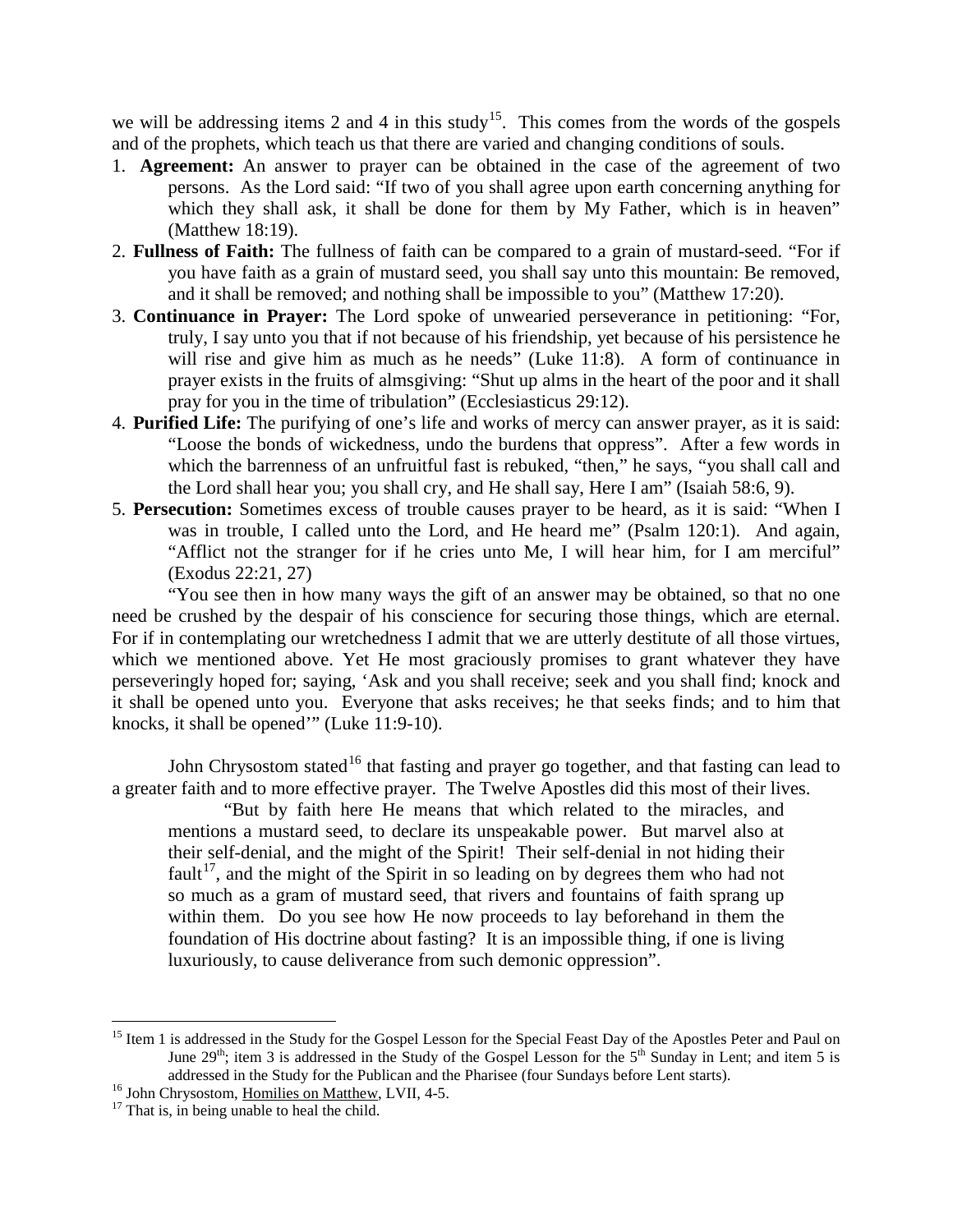we will be addressing items 2 and 4 in this study[15]. This comes from the words of the gospels and of the prophets, which teach us that there are varied and changing conditions of souls.

1. **Agreement:** An answer to prayer can be obtained in the case of the agreement of two persons. As the Lord said: "If two of you shall agree upon earth concerning anything for which they shall ask, it shall be done for them by My Father, which is in heaven" (Matthew 18:19).
2. **Fullness of Faith:** The fullness of faith can be compared to a grain of mustard-seed. "For if you have faith as a grain of mustard seed, you shall say unto this mountain: Be removed, and it shall be removed; and nothing shall be impossible to you" (Matthew 17:20).
3. **Continuance in Prayer:** The Lord spoke of unwearied perseverance in petitioning: "For, truly, I say unto you that if not because of his friendship, yet because of his persistence he will rise and give him as much as he needs" (Luke 11:8). A form of continuance in prayer exists in the fruits of almsgiving: "Shut up alms in the heart of the poor and it shall pray for you in the time of tribulation" (Ecclesiasticus 29:12).
4. **Purified Life:** The purifying of one's life and works of mercy can answer prayer, as it is said: "Loose the bonds of wickedness, undo the burdens that oppress". After a few words in which the barrenness of an unfruitful fast is rebuked, "then," he says, "you shall call and the Lord shall hear you; you shall cry, and He shall say, Here I am" (Isaiah 58:6, 9).
5. **Persecution:** Sometimes excess of trouble causes prayer to be heard, as it is said: "When I was in trouble, I called unto the Lord, and He heard me" (Psalm 120:1). And again, "Afflict not the stranger for if he cries unto Me, I will hear him, for I am merciful" (Exodus 22:21, 27)

"You see then in how many ways the gift of an answer may be obtained, so that no one need be crushed by the despair of his conscience for securing those things, which are eternal. For if in contemplating our wretchedness I admit that we are utterly destitute of all those virtues, which we mentioned above. Yet He most graciously promises to grant whatever they have perseveringly hoped for; saying, 'Ask and you shall receive; seek and you shall find; knock and it shall be opened unto you. Everyone that asks receives; he that seeks finds; and to him that knocks, it shall be opened'" (Luke 11:9-10).

John Chrysostom stated[16] that fasting and prayer go together, and that fasting can lead to a greater faith and to more effective prayer. The Twelve Apostles did this most of their lives.

> "But by faith here He means that which related to the miracles, and mentions a mustard seed, to declare its unspeakable power. But marvel also at their self-denial, and the might of the Spirit! Their self-denial in not hiding their fault[17], and the might of the Spirit in so leading on by degrees them who had not so much as a gram of mustard seed, that rivers and fountains of faith sprang up within them. Do you see how He now proceeds to lay beforehand in them the foundation of His doctrine about fasting? It is an impossible thing, if one is living luxuriously, to cause deliverance from such demonic oppression".

---

[15] Item 1 is addressed in the Study for the Gospel Lesson for the Special Feast Day of the Apostles Peter and Paul on June 29th; item 3 is addressed in the Study of the Gospel Lesson for the 5th Sunday in Lent; and item 5 is addressed in the Study for the Publican and the Pharisee (four Sundays before Lent starts).

[16] John Chrysostom, Homilies on Matthew, LVII, 4-5.

[17] That is, in being unable to heal the child.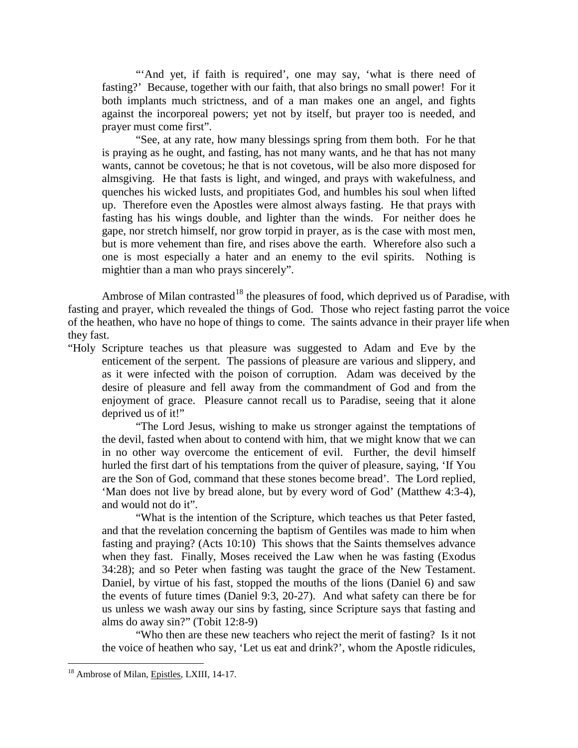"'And yet, if faith is required', one may say, 'what is there need of fasting?' Because, together with our faith, that also brings no small power! For it both implants much strictness, and of a man makes one an angel, and fights against the incorporeal powers; yet not by itself, but prayer too is needed, and prayer must come first".

"See, at any rate, how many blessings spring from them both. For he that is praying as he ought, and fasting, has not many wants, and he that has not many wants, cannot be covetous; he that is not covetous, will be also more disposed for almsgiving. He that fasts is light, and winged, and prays with wakefulness, and quenches his wicked lusts, and propitiates God, and humbles his soul when lifted up. Therefore even the Apostles were almost always fasting. He that prays with fasting has his wings double, and lighter than the winds. For neither does he gape, nor stretch himself, nor grow torpid in prayer, as is the case with most men, but is more vehement than fire, and rises above the earth. Wherefore also such a one is most especially a hater and an enemy to the evil spirits. Nothing is mightier than a man who prays sincerely".

Ambrose of Milan contrasted[18] the pleasures of food, which deprived us of Paradise, with fasting and prayer, which revealed the things of God. Those who reject fasting parrot the voice of the heathen, who have no hope of things to come. The saints advance in their prayer life when they fast.

"Holy Scripture teaches us that pleasure was suggested to Adam and Eve by the enticement of the serpent. The passions of pleasure are various and slippery, and as it were infected with the poison of corruption. Adam was deceived by the desire of pleasure and fell away from the commandment of God and from the enjoyment of grace. Pleasure cannot recall us to Paradise, seeing that it alone deprived us of it!"

"The Lord Jesus, wishing to make us stronger against the temptations of the devil, fasted when about to contend with him, that we might know that we can in no other way overcome the enticement of evil. Further, the devil himself hurled the first dart of his temptations from the quiver of pleasure, saying, 'If You are the Son of God, command that these stones become bread'. The Lord replied, 'Man does not live by bread alone, but by every word of God' (Matthew 4:3-4), and would not do it".

"What is the intention of the Scripture, which teaches us that Peter fasted, and that the revelation concerning the baptism of Gentiles was made to him when fasting and praying? (Acts 10:10) This shows that the Saints themselves advance when they fast. Finally, Moses received the Law when he was fasting (Exodus 34:28); and so Peter when fasting was taught the grace of the New Testament. Daniel, by virtue of his fast, stopped the mouths of the lions (Daniel 6) and saw the events of future times (Daniel 9:3, 20-27). And what safety can there be for us unless we wash away our sins by fasting, since Scripture says that fasting and alms do away sin?" (Tobit 12:8-9)

"Who then are these new teachers who reject the merit of fasting? Is it not the voice of heathen who say, 'Let us eat and drink?', whom the Apostle ridicules,

---

[18] Ambrose of Milan, Epistles, LXIII, 14-17.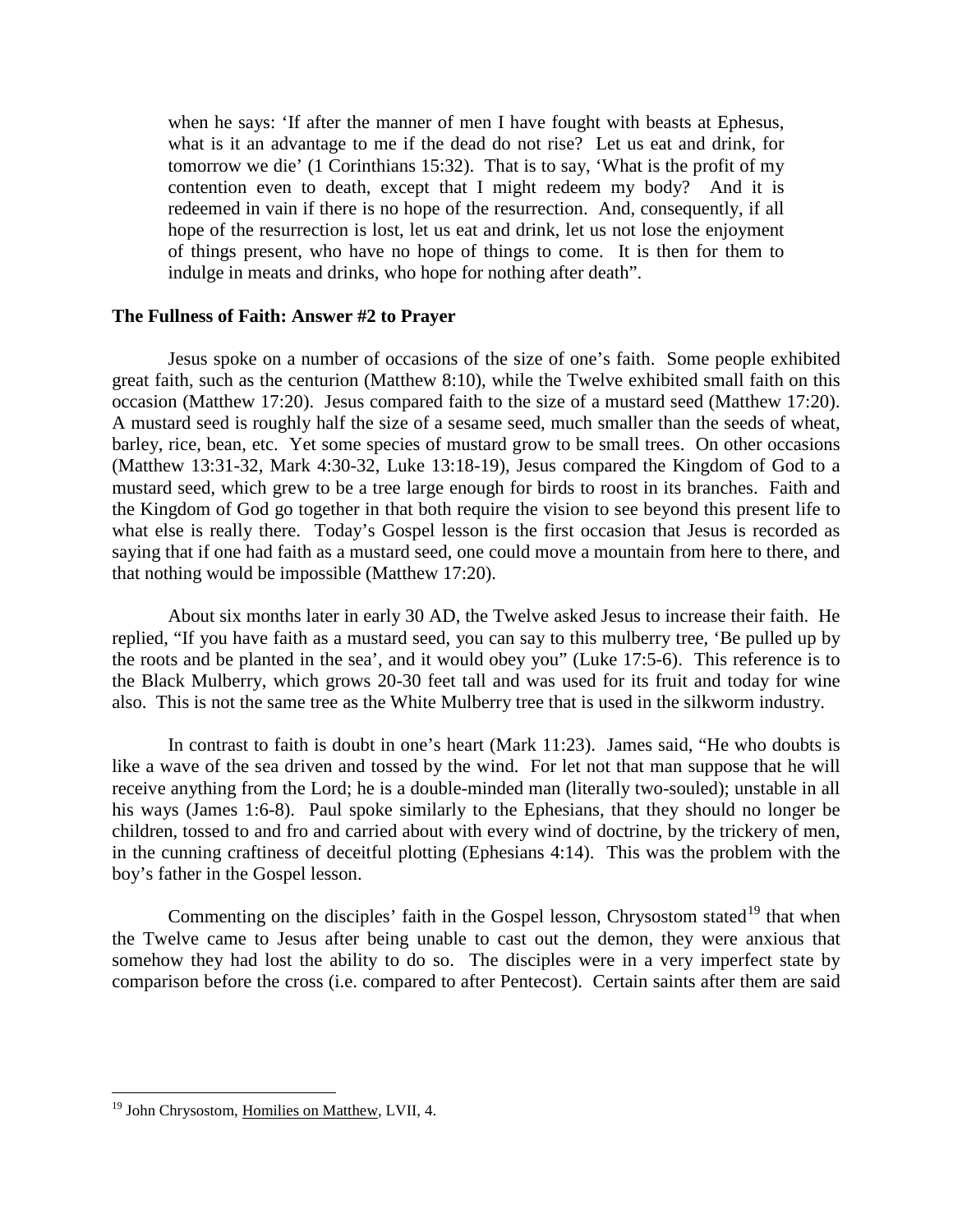> when he says: 'If after the manner of men I have fought with beasts at Ephesus, what is it an advantage to me if the dead do not rise? Let us eat and drink, for tomorrow we die' (1 Corinthians 15:32). That is to say, 'What is the profit of my contention even to death, except that I might redeem my body? And it is redeemed in vain if there is no hope of the resurrection. And, consequently, if all hope of the resurrection is lost, let us eat and drink, let us not lose the enjoyment of things present, who have no hope of things to come. It is then for them to indulge in meats and drinks, who hope for nothing after death".

### The Fullness of Faith: Answer #2 to Prayer

Jesus spoke on a number of occasions of the size of one's faith. Some people exhibited great faith, such as the centurion (Matthew 8:10), while the Twelve exhibited small faith on this occasion (Matthew 17:20). Jesus compared faith to the size of a mustard seed (Matthew 17:20). A mustard seed is roughly half the size of a sesame seed, much smaller than the seeds of wheat, barley, rice, bean, etc. Yet some species of mustard grow to be small trees. On other occasions (Matthew 13:31-32, Mark 4:30-32, Luke 13:18-19), Jesus compared the Kingdom of God to a mustard seed, which grew to be a tree large enough for birds to roost in its branches. Faith and the Kingdom of God go together in that both require the vision to see beyond this present life to what else is really there. Today's Gospel lesson is the first occasion that Jesus is recorded as saying that if one had faith as a mustard seed, one could move a mountain from here to there, and that nothing would be impossible (Matthew 17:20).

About six months later in early 30 AD, the Twelve asked Jesus to increase their faith. He replied, "If you have faith as a mustard seed, you can say to this mulberry tree, 'Be pulled up by the roots and be planted in the sea', and it would obey you" (Luke 17:5-6). This reference is to the Black Mulberry, which grows 20-30 feet tall and was used for its fruit and today for wine also. This is not the same tree as the White Mulberry tree that is used in the silkworm industry.

In contrast to faith is doubt in one's heart (Mark 11:23). James said, "He who doubts is like a wave of the sea driven and tossed by the wind. For let not that man suppose that he will receive anything from the Lord; he is a double-minded man (literally two-souled); unstable in all his ways (James 1:6-8). Paul spoke similarly to the Ephesians, that they should no longer be children, tossed to and fro and carried about with every wind of doctrine, by the trickery of men, in the cunning craftiness of deceitful plotting (Ephesians 4:14). This was the problem with the boy's father in the Gospel lesson.

Commenting on the disciples' faith in the Gospel lesson, Chrysostom stated[19] that when the Twelve came to Jesus after being unable to cast out the demon, they were anxious that somehow they had lost the ability to do so. The disciples were in a very imperfect state by comparison before the cross (i.e. compared to after Pentecost). Certain saints after them are said

---

[19] John Chrysostom, Homilies on Matthew, LVII, 4.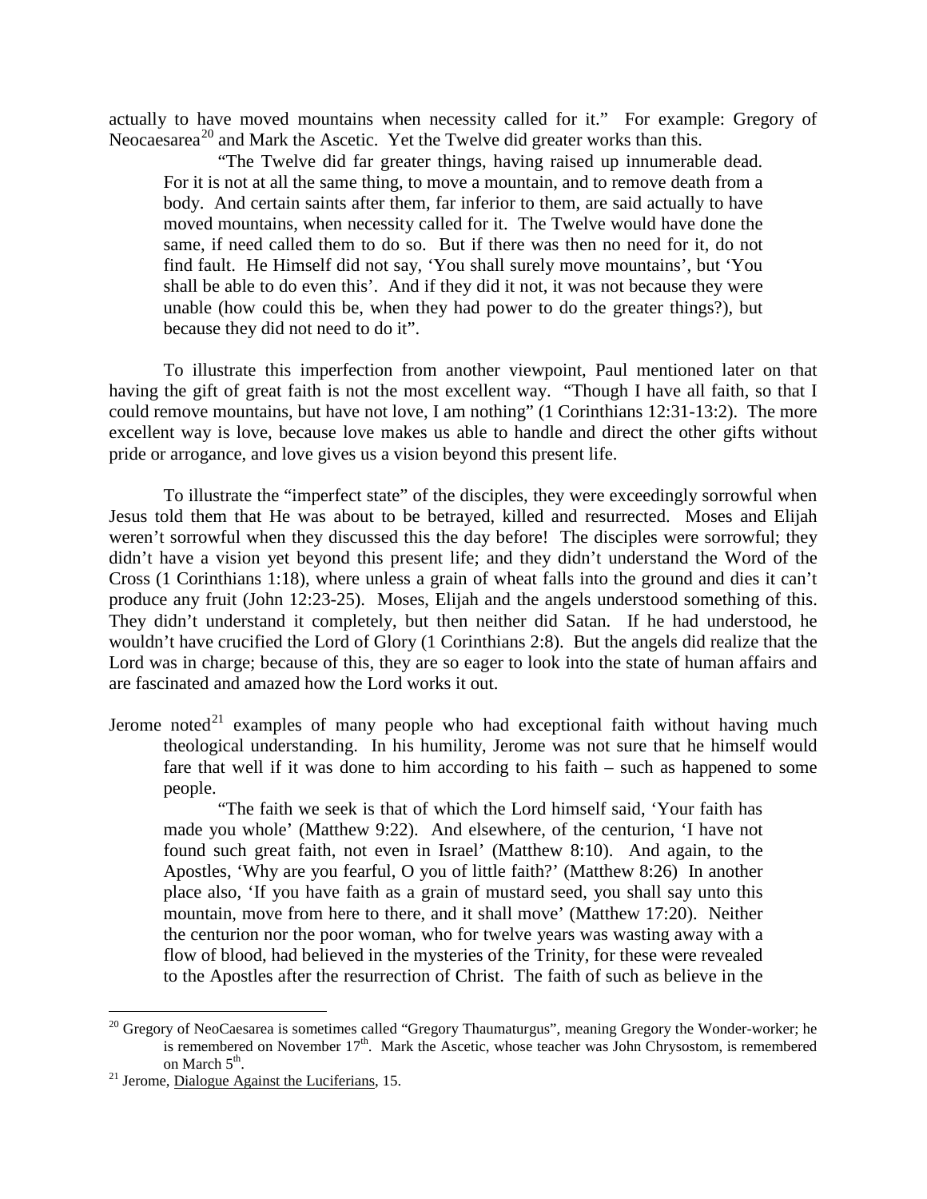actually to have moved mountains when necessity called for it." For example: Gregory of Neocaesarea[20] and Mark the Ascetic. Yet the Twelve did greater works than this.

> "The Twelve did far greater things, having raised up innumerable dead. For it is not at all the same thing, to move a mountain, and to remove death from a body. And certain saints after them, far inferior to them, are said actually to have moved mountains, when necessity called for it. The Twelve would have done the same, if need called them to do so. But if there was then no need for it, do not find fault. He Himself did not say, 'You shall surely move mountains', but 'You shall be able to do even this'. And if they did it not, it was not because they were unable (how could this be, when they had power to do the greater things?), but because they did not need to do it".

To illustrate this imperfection from another viewpoint, Paul mentioned later on that having the gift of great faith is not the most excellent way. "Though I have all faith, so that I could remove mountains, but have not love, I am nothing" (1 Corinthians 12:31-13:2). The more excellent way is love, because love makes us able to handle and direct the other gifts without pride or arrogance, and love gives us a vision beyond this present life.

To illustrate the "imperfect state" of the disciples, they were exceedingly sorrowful when Jesus told them that He was about to be betrayed, killed and resurrected. Moses and Elijah weren't sorrowful when they discussed this the day before! The disciples were sorrowful; they didn't have a vision yet beyond this present life; and they didn't understand the Word of the Cross (1 Corinthians 1:18), where unless a grain of wheat falls into the ground and dies it can't produce any fruit (John 12:23-25). Moses, Elijah and the angels understood something of this. They didn't understand it completely, but then neither did Satan. If he had understood, he wouldn't have crucified the Lord of Glory (1 Corinthians 2:8). But the angels did realize that the Lord was in charge; because of this, they are so eager to look into the state of human affairs and are fascinated and amazed how the Lord works it out.

Jerome noted[21] examples of many people who had exceptional faith without having much theological understanding. In his humility, Jerome was not sure that he himself would fare that well if it was done to him according to his faith – such as happened to some people.

> "The faith we seek is that of which the Lord himself said, 'Your faith has made you whole' (Matthew 9:22). And elsewhere, of the centurion, 'I have not found such great faith, not even in Israel' (Matthew 8:10). And again, to the Apostles, 'Why are you fearful, O you of little faith?' (Matthew 8:26) In another place also, 'If you have faith as a grain of mustard seed, you shall say unto this mountain, move from here to there, and it shall move' (Matthew 17:20). Neither the centurion nor the poor woman, who for twelve years was wasting away with a flow of blood, had believed in the mysteries of the Trinity, for these were revealed to the Apostles after the resurrection of Christ. The faith of such as believe in the

---

[20] Gregory of NeoCaesarea is sometimes called "Gregory Thaumaturgus", meaning Gregory the Wonder-worker; he is remembered on November 17th. Mark the Ascetic, whose teacher was John Chrysostom, is remembered on March 5th.

[21] Jerome, Dialogue Against the Luciferians, 15.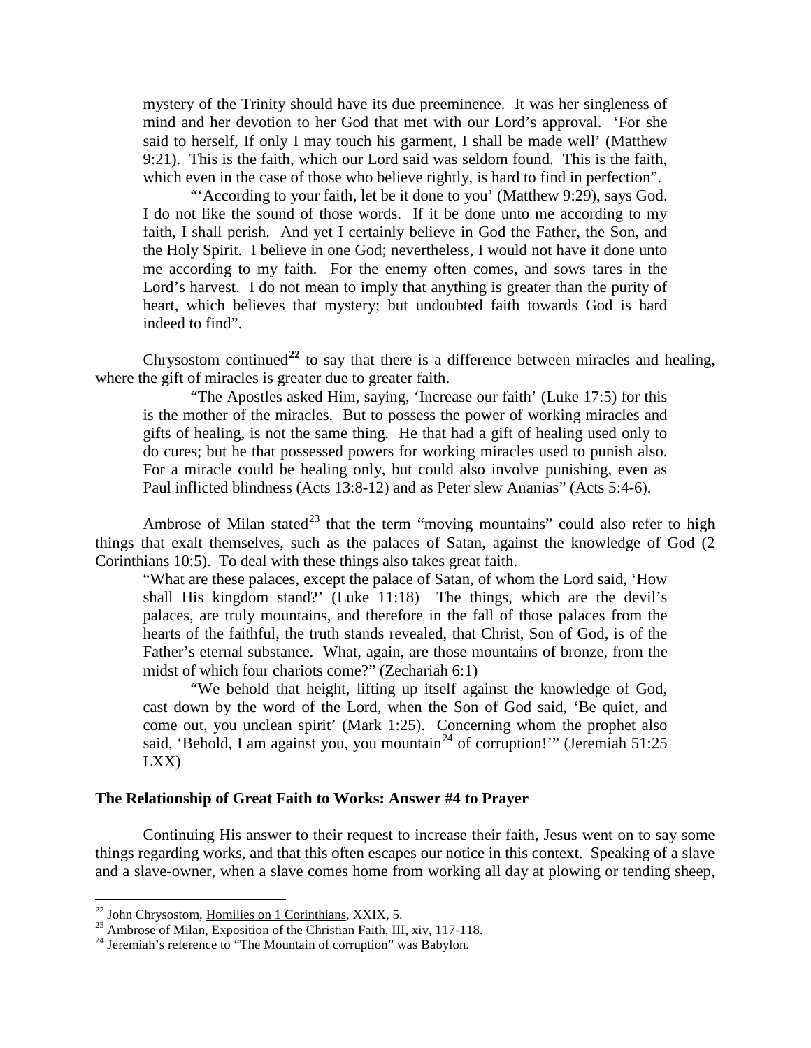mystery of the Trinity should have its due preeminence. It was her singleness of mind and her devotion to her God that met with our Lord's approval. 'For she said to herself, If only I may touch his garment, I shall be made well' (Matthew 9:21). This is the faith, which our Lord said was seldom found. This is the faith, which even in the case of those who believe rightly, is hard to find in perfection".

> "'According to your faith, let be it done to you' (Matthew 9:29), says God. I do not like the sound of those words. If it be done unto me according to my faith, I shall perish. And yet I certainly believe in God the Father, the Son, and the Holy Spirit. I believe in one God; nevertheless, I would not have it done unto me according to my faith. For the enemy often comes, and sows tares in the Lord's harvest. I do not mean to imply that anything is greater than the purity of heart, which believes that mystery; but undoubted faith towards God is hard indeed to find".

Chrysostom continued[22] to say that there is a difference between miracles and healing, where the gift of miracles is greater due to greater faith.

> "The Apostles asked Him, saying, 'Increase our faith' (Luke 17:5) for this is the mother of the miracles. But to possess the power of working miracles and gifts of healing, is not the same thing. He that had a gift of healing used only to do cures; but he that possessed powers for working miracles used to punish also. For a miracle could be healing only, but could also involve punishing, even as Paul inflicted blindness (Acts 13:8-12) and as Peter slew Ananias" (Acts 5:4-6).

Ambrose of Milan stated[23] that the term "moving mountains" could also refer to high things that exalt themselves, such as the palaces of Satan, against the knowledge of God (2 Corinthians 10:5). To deal with these things also takes great faith.

> "What are these palaces, except the palace of Satan, of whom the Lord said, 'How shall His kingdom stand?' (Luke 11:18) The things, which are the devil's palaces, are truly mountains, and therefore in the fall of those palaces from the hearts of the faithful, the truth stands revealed, that Christ, Son of God, is of the Father's eternal substance. What, again, are those mountains of bronze, from the midst of which four chariots come?" (Zechariah 6:1)
>
> "We behold that height, lifting up itself against the knowledge of God, cast down by the word of the Lord, when the Son of God said, 'Be quiet, and come out, you unclean spirit' (Mark 1:25). Concerning whom the prophet also said, 'Behold, I am against you, you mountain[24] of corruption!'" (Jeremiah 51:25 LXX)

### The Relationship of Great Faith to Works: Answer #4 to Prayer

Continuing His answer to their request to increase their faith, Jesus went on to say some things regarding works, and that this often escapes our notice in this context. Speaking of a slave and a slave-owner, when a slave comes home from working all day at plowing or tending sheep,

---

[22] John Chrysostom, Homilies on 1 Corinthians, XXIX, 5.

[23] Ambrose of Milan, Exposition of the Christian Faith, III, xiv, 117-118.

[24] Jeremiah's reference to "The Mountain of corruption" was Babylon.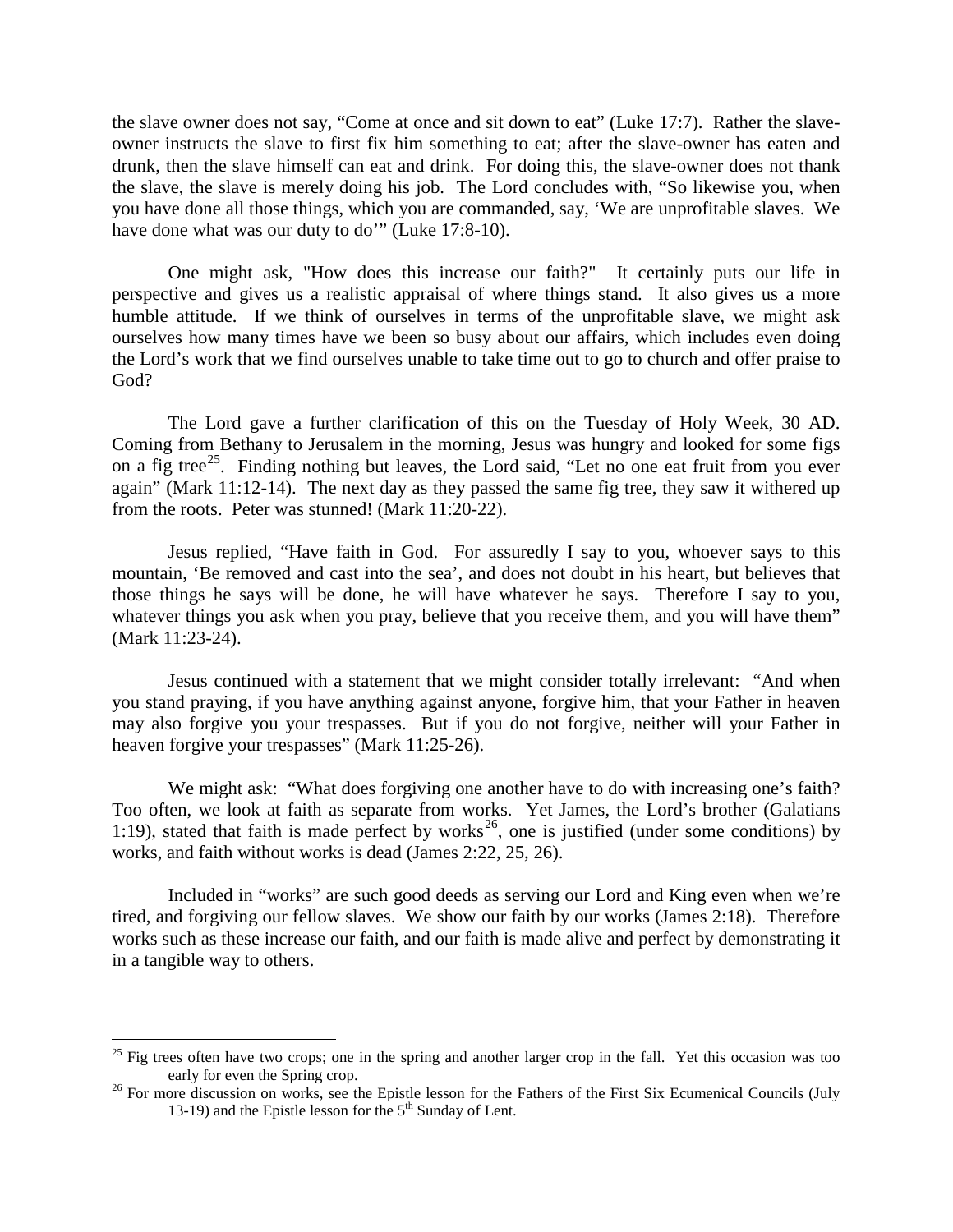the slave owner does not say, "Come at once and sit down to eat" (Luke 17:7). Rather the slave-owner instructs the slave to first fix him something to eat; after the slave-owner has eaten and drunk, then the slave himself can eat and drink. For doing this, the slave-owner does not thank the slave, the slave is merely doing his job. The Lord concludes with, "So likewise you, when you have done all those things, which you are commanded, say, 'We are unprofitable slaves. We have done what was our duty to do'" (Luke 17:8-10).

One might ask, "How does this increase our faith?" It certainly puts our life in perspective and gives us a realistic appraisal of where things stand. It also gives us a more humble attitude. If we think of ourselves in terms of the unprofitable slave, we might ask ourselves how many times have we been so busy about our affairs, which includes even doing the Lord's work that we find ourselves unable to take time out to go to church and offer praise to God?

The Lord gave a further clarification of this on the Tuesday of Holy Week, 30 AD. Coming from Bethany to Jerusalem in the morning, Jesus was hungry and looked for some figs on a fig tree[25]. Finding nothing but leaves, the Lord said, "Let no one eat fruit from you ever again" (Mark 11:12-14). The next day as they passed the same fig tree, they saw it withered up from the roots. Peter was stunned! (Mark 11:20-22).

Jesus replied, "Have faith in God. For assuredly I say to you, whoever says to this mountain, 'Be removed and cast into the sea', and does not doubt in his heart, but believes that those things he says will be done, he will have whatever he says. Therefore I say to you, whatever things you ask when you pray, believe that you receive them, and you will have them" (Mark 11:23-24).

Jesus continued with a statement that we might consider totally irrelevant: "And when you stand praying, if you have anything against anyone, forgive him, that your Father in heaven may also forgive you your trespasses. But if you do not forgive, neither will your Father in heaven forgive your trespasses" (Mark 11:25-26).

We might ask: "What does forgiving one another have to do with increasing one's faith? Too often, we look at faith as separate from works. Yet James, the Lord's brother (Galatians 1:19), stated that faith is made perfect by works[26], one is justified (under some conditions) by works, and faith without works is dead (James 2:22, 25, 26).

Included in "works" are such good deeds as serving our Lord and King even when we're tired, and forgiving our fellow slaves. We show our faith by our works (James 2:18). Therefore works such as these increase our faith, and our faith is made alive and perfect by demonstrating it in a tangible way to others.

---

[25] Fig trees often have two crops; one in the spring and another larger crop in the fall. Yet this occasion was too early for even the Spring crop.

[26] For more discussion on works, see the Epistle lesson for the Fathers of the First Six Ecumenical Councils (July 13-19) and the Epistle lesson for the 5th Sunday of Lent.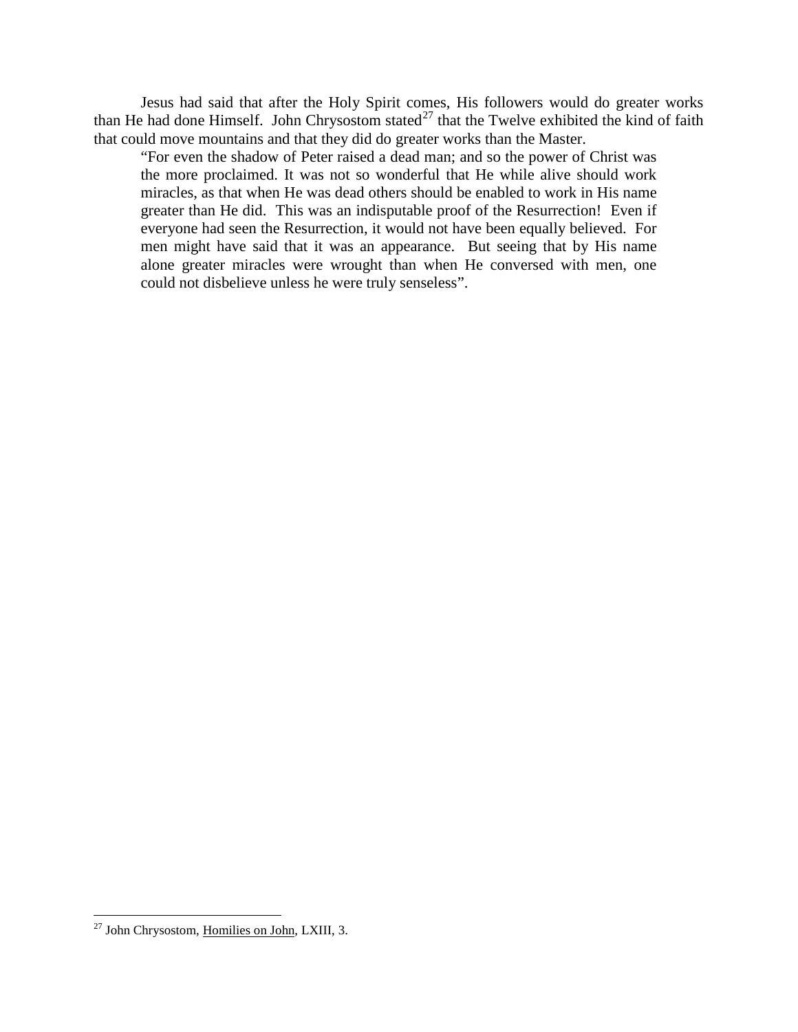Jesus had said that after the Holy Spirit comes, His followers would do greater works than He had done Himself. John Chrysostom stated[27] that the Twelve exhibited the kind of faith that could move mountains and that they did do greater works than the Master.

> "For even the shadow of Peter raised a dead man; and so the power of Christ was the more proclaimed. It was not so wonderful that He while alive should work miracles, as that when He was dead others should be enabled to work in His name greater than He did. This was an indisputable proof of the Resurrection! Even if everyone had seen the Resurrection, it would not have been equally believed. For men might have said that it was an appearance. But seeing that by His name alone greater miracles were wrought than when He conversed with men, one could not disbelieve unless he were truly senseless".

---

[27] John Chrysostom, Homilies on John, LXIII, 3.